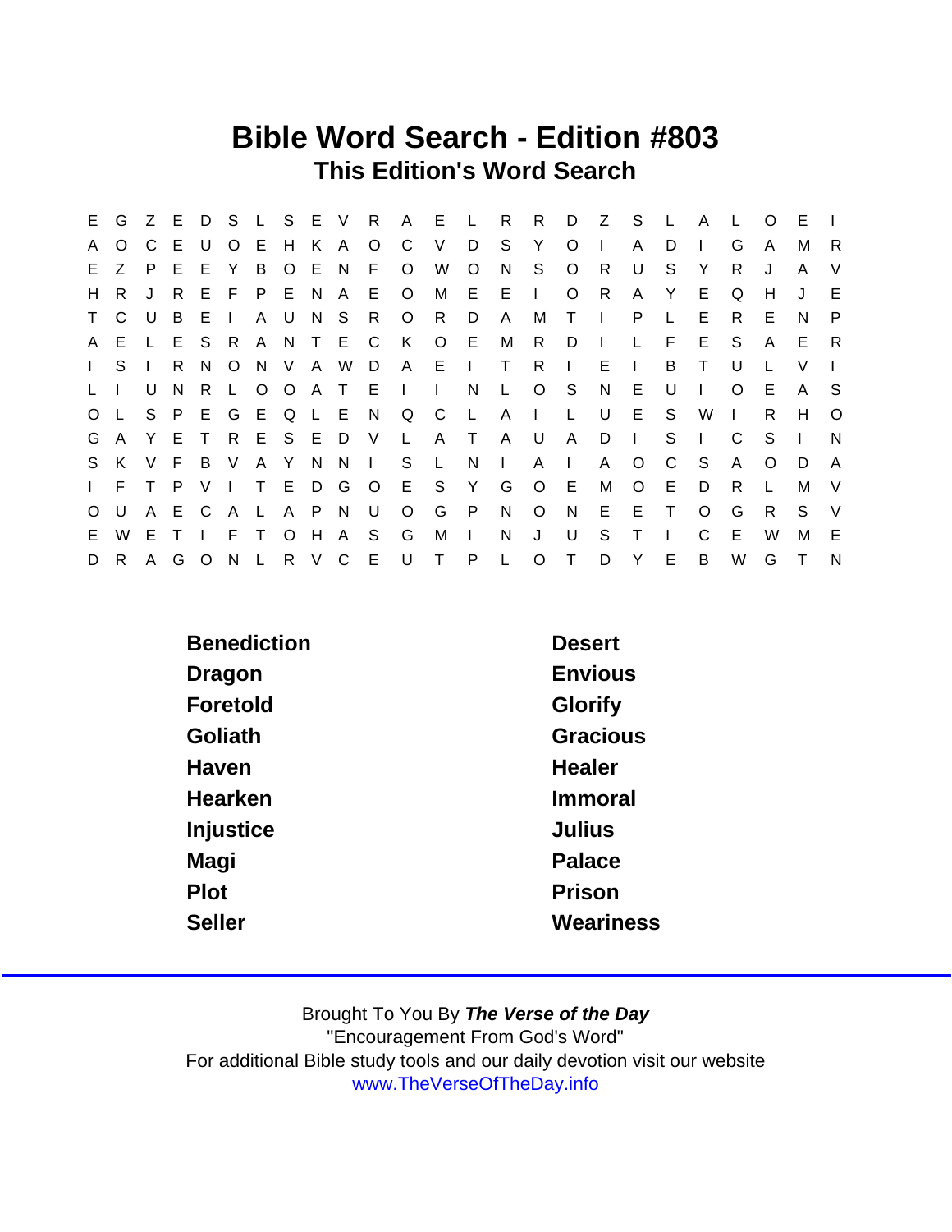# Bible Word Search - Edition #803

## This Edition's Word Search

```
E G Z E D S L S E V R A E L R R D Z S L A L O E I
A O C E U O E H K A O C V D S Y O I A D I G A M R
E Z P E E Y B O E N F O W O N S O R U S Y R J A V
H R J R E F P E N A E O M E E I O R A Y E Q H J E
T C U B E I A U N S R O R D A M T I P L E R E N P
A E L E S R A N T E C K O E M R D I L F E S A E R
I S I R N O N V A W D A E I T R I E I B T U L V I
L I U N R L O O A T E I I N L O S N E U I O E A S
O L S P E G E Q L E N Q C L A I L U E S W I R H O
G A Y E T R E S E D V L A T A U A D I S I C S I N
S K V F B V A Y N N I S L N I A I A O C S A O D A
I F T P V I T E D G O E S Y G O E M O E D R L M V
O U A E C A L A P N U O G P N O N E E T O G R S V
E W E T I F T O H A S G M I N J U S T I C E W M E
D R A G O N L R V C E U T P L O T D Y E B W G T N
```

| | |
|---|---|
| **Benediction** | **Desert** |
| **Dragon** | **Envious** |
| **Foretold** | **Glorify** |
| **Goliath** | **Gracious** |
| **Haven** | **Healer** |
| **Hearken** | **Immoral** |
| **Injustice** | **Julius** |
| **Magi** | **Palace** |
| **Plot** | **Prison** |
| **Seller** | **Weariness** |

Brought To You By ***The Verse of the Day***
"Encouragement From God's Word"
For additional Bible study tools and our daily devotion visit our website
www.TheVerseOfTheDay.info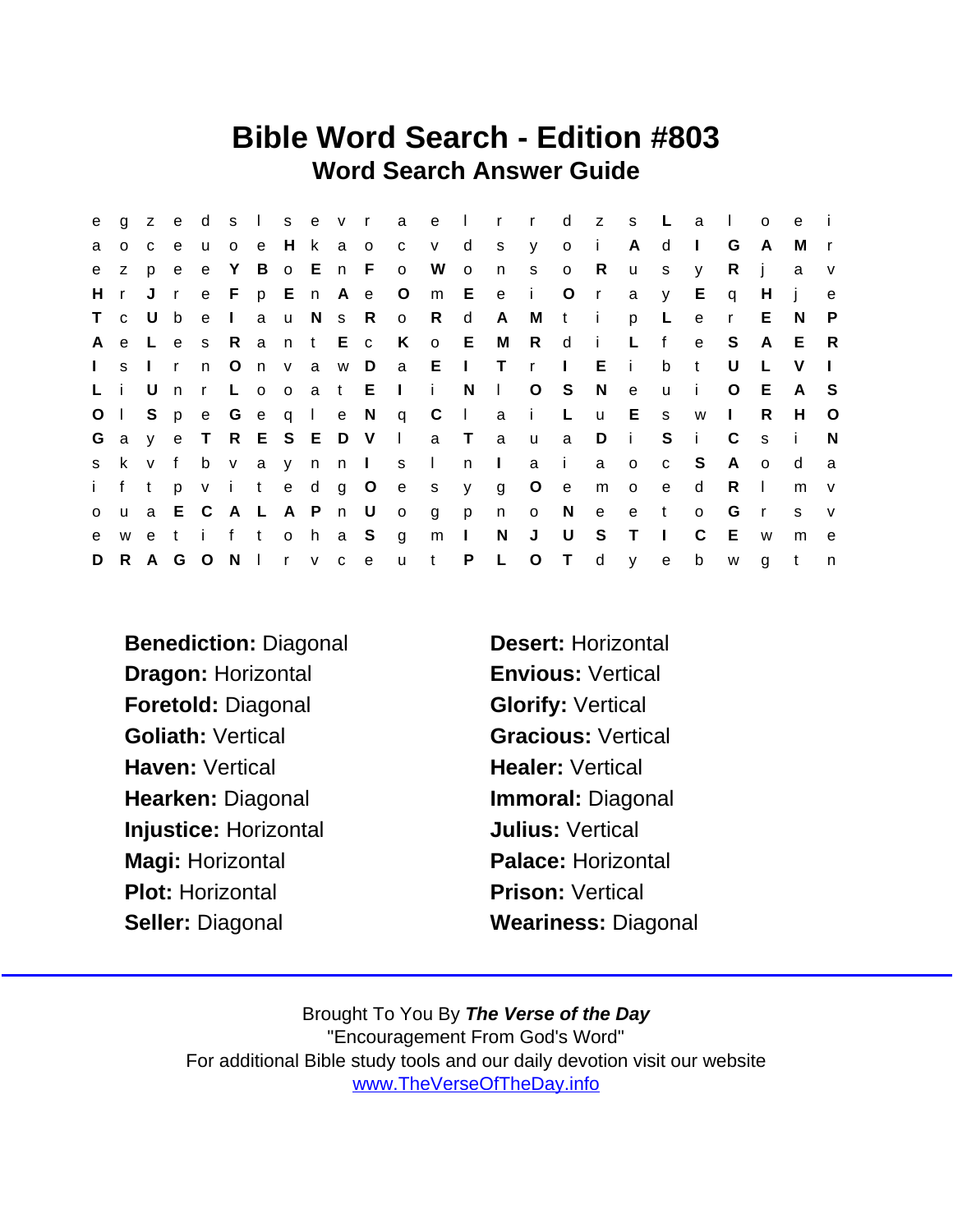# Bible Word Search - Edition #803

## Word Search Answer Guide

```
e g z e d s l s e v r a e l r r d z s L a l o e i
a o c e u o e H k a o c v d s y o i A d I G A M r
e z p e e Y B o E n F o W o n s o R u s y R j a v
H r J r e F p E n A e O m E e i O r a y E q H j e
T c U b e I a u N s R o R d A M t i p L e r E N P
A e L e s R a n t E c K o E M R d i L f e S A E R
I s I r n O n v a w D a E I T r I E i b t U L V I
L i U n r L o o a t E I i N l O S N e u i O E A S
O l S p e G e q l e N q C l a i L u E s w I R H O
G a y e T R E S E D V l a T a u a D i S i C s i N
s k v f b v a y n n I s l n I a i a o c S A o d a
i f t p v i t e d g O e s y g O e m o e d R l m v
o u a E C A L A P n U o g p n o N e e t o G r s v
e w e t i f t o h a S g m I N J U S T I C E w m e
D R A G O N l r v c e u t P L O T d y e b w g t n
```

**Benediction:** Diagonal
**Desert:** Horizontal
**Dragon:** Horizontal
**Envious:** Vertical
**Foretold:** Diagonal
**Glorify:** Vertical
**Goliath:** Vertical
**Gracious:** Vertical
**Haven:** Vertical
**Healer:** Vertical
**Hearken:** Diagonal
**Immoral:** Diagonal
**Injustice:** Horizontal
**Julius:** Vertical
**Magi:** Horizontal
**Palace:** Horizontal
**Plot:** Horizontal
**Prison:** Vertical
**Seller:** Diagonal
**Weariness:** Diagonal

Brought To You By ***The Verse of the Day***
"Encouragement From God's Word"
For additional Bible study tools and our daily devotion visit our website
www.TheVerseOfTheDay.info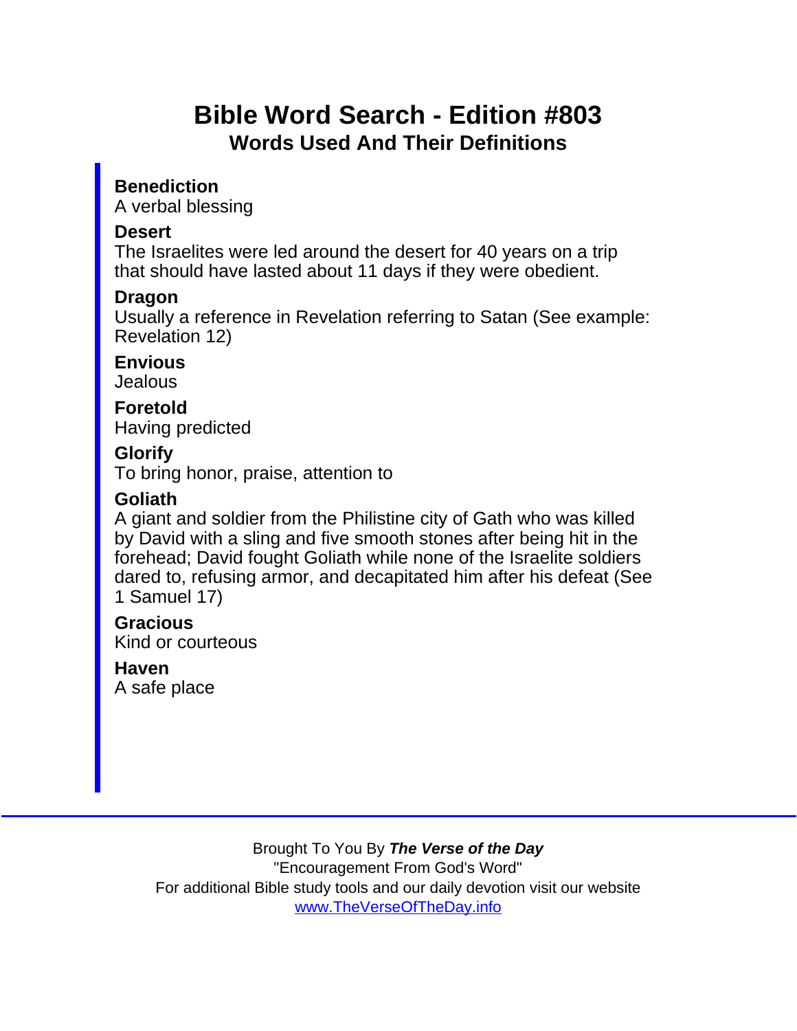# Bible Word Search - Edition #803

## Words Used And Their Definitions

**Benediction**
A verbal blessing

**Desert**
The Israelites were led around the desert for 40 years on a trip that should have lasted about 11 days if they were obedient.

**Dragon**
Usually a reference in Revelation referring to Satan (See example: Revelation 12)

**Envious**
Jealous

**Foretold**
Having predicted

**Glorify**
To bring honor, praise, attention to

**Goliath**
A giant and soldier from the Philistine city of Gath who was killed by David with a sling and five smooth stones after being hit in the forehead; David fought Goliath while none of the Israelite soldiers dared to, refusing armor, and decapitated him after his defeat (See 1 Samuel 17)

**Gracious**
Kind or courteous

**Haven**
A safe place

---

Brought To You By ***The Verse of the Day***
"Encouragement From God's Word"
For additional Bible study tools and our daily devotion visit our website
www.TheVerseOfTheDay.info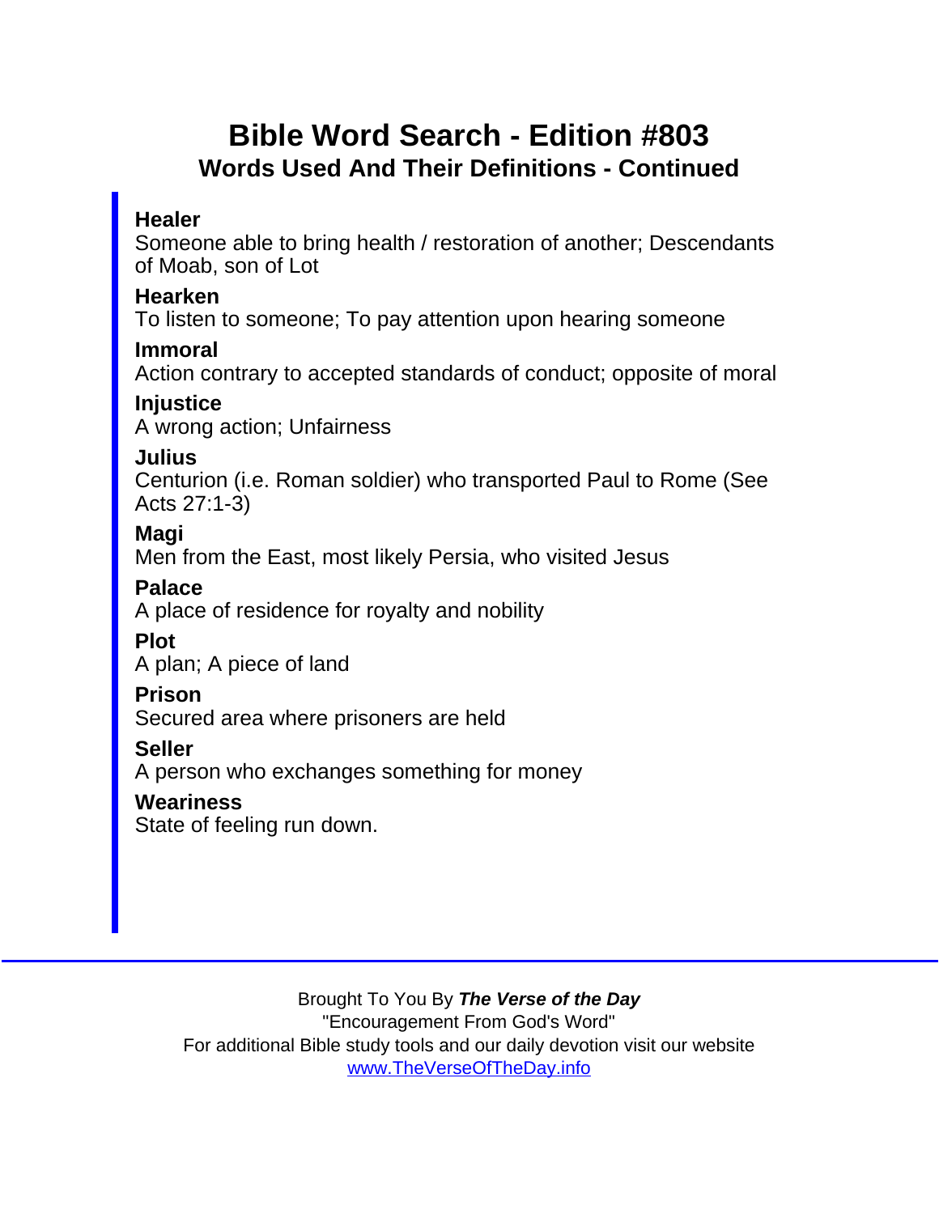# Bible Word Search - Edition #803

## Words Used And Their Definitions - Continued

**Healer**
Someone able to bring health / restoration of another; Descendants of Moab, son of Lot

**Hearken**
To listen to someone; To pay attention upon hearing someone

**Immoral**
Action contrary to accepted standards of conduct; opposite of moral

**Injustice**
A wrong action; Unfairness

**Julius**
Centurion (i.e. Roman soldier) who transported Paul to Rome (See Acts 27:1-3)

**Magi**
Men from the East, most likely Persia, who visited Jesus

**Palace**
A place of residence for royalty and nobility

**Plot**
A plan; A piece of land

**Prison**
Secured area where prisoners are held

**Seller**
A person who exchanges something for money

**Weariness**
State of feeling run down.

---

Brought To You By ***The Verse of the Day***
"Encouragement From God's Word"
For additional Bible study tools and our daily devotion visit our website
www.TheVerseOfTheDay.info